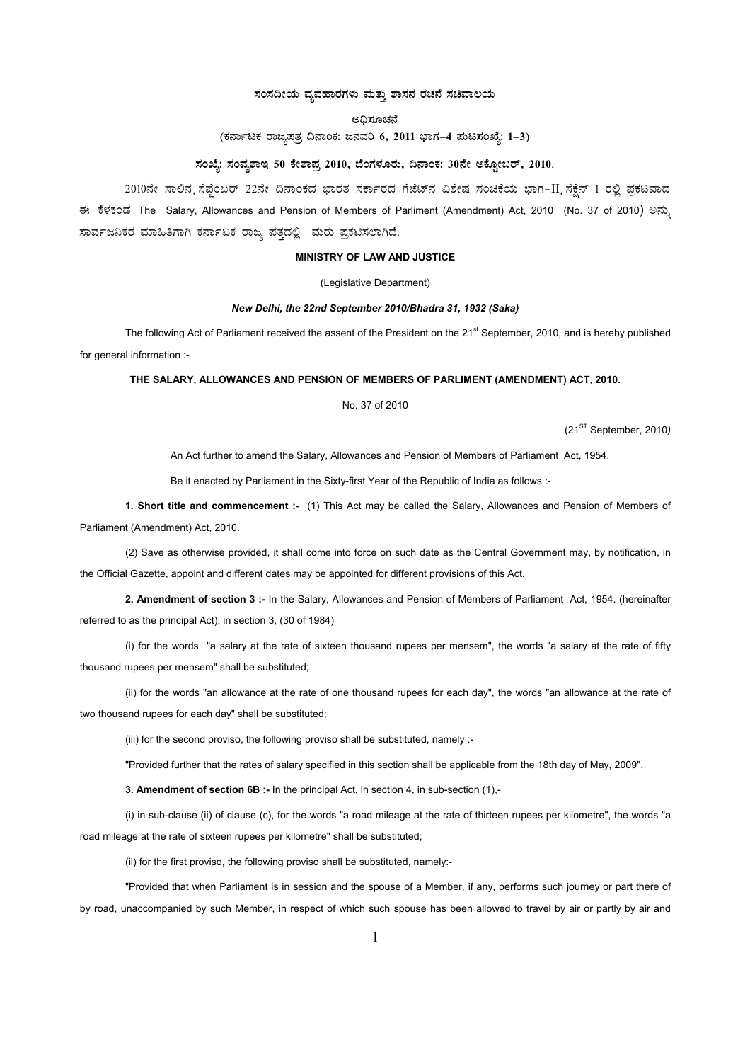**ಸಂಸದೀಯ ವ್ಯವಹಾರಗಳು ಮತ್ತು ಶಾಸನ ರಚನೆ ಸಚಿವಾಲಯ**

**ಅಧಿಸೂಚನೆ**

**(ಕರ್ನಾಟಕ ರಾಜ್ಯಪತ್ರ ದಿನಾಂಕ: ಜನವರಿ 6, 2011 ಭಾಗ–4 ಪುಟಸಂಖ್ಯೆ: 1–3)**

**ಸಂಖ್ಯೆ: ಸಂವ್ಯಶಾಇ 50 ಕೇಶಾಪ್ರ 2010, ಬೆಂಗಳೂರು, ದಿನಾಂಕ: 30ನೇ ಅಕ್ಟೋಬರ್, 2010.**

2010ನೇ ಸಾಲಿನ ಸೆಪ್ಟೆಂಬರ್ 22ನೇ ದಿನಾಂಕದ ಭಾರತ ಸರ್ಕಾರದ ಗೆಜೆಟ್‌ನ ವಿಶೇಷ ಸಂಚಿಕೆಯ ಭಾಗ–II ಸೆಕ್ಷೆನ್ 1 ರಲ್ಲಿ ಪ್ರಕಟವಾದ ಈ ಕೆಳಕಂಡ The Salary, Allowances and Pension of Members of Parliment (Amendment) Act, 2010 (No. 37 of 2010) ಅನ್ನು ಸಾರ್ವಜನಿಕರ ಮಾಹಿತಿಗಾಗಿ ಕರ್ನಾಟಕ ರಾಜ್ಯ ಪತ್ರದಲ್ಲಿ ಮರು ಪ್ರಕಟಿಸಲಾಗಿದೆ.

**MINISTRY OF LAW AND JUSTICE**

(Legislative Department)

***New Delhi, the 22nd September 2010/Bhadra 31, 1932 (Saka)***

The following Act of Parliament received the assent of the President on the 21st September, 2010, and is hereby published for general information :-

**THE SALARY, ALLOWANCES AND PENSION OF MEMBERS OF PARLIMENT (AMENDMENT) ACT, 2010.**

No. 37 of 2010

(21ST September, 2010)

An Act further to amend the Salary, Allowances and Pension of Members of Parliament Act, 1954.

Be it enacted by Parliament in the Sixty-first Year of the Republic of India as follows :-

**1. Short title and commencement :-** (1) This Act may be called the Salary, Allowances and Pension of Members of Parliament (Amendment) Act, 2010.

(2) Save as otherwise provided, it shall come into force on such date as the Central Government may, by notification, in the Official Gazette, appoint and different dates may be appointed for different provisions of this Act.

**2. Amendment of section 3 :-** In the Salary, Allowances and Pension of Members of Parliament Act, 1954. (hereinafter referred to as the principal Act), in section 3, (30 of 1984)

(i) for the words "a salary at the rate of sixteen thousand rupees per mensem", the words "a salary at the rate of fifty thousand rupees per mensem" shall be substituted;

(ii) for the words "an allowance at the rate of one thousand rupees for each day", the words "an allowance at the rate of two thousand rupees for each day" shall be substituted;

(iii) for the second proviso, the following proviso shall be substituted, namely :-

"Provided further that the rates of salary specified in this section shall be applicable from the 18th day of May, 2009".

**3. Amendment of section 6B :-** In the principal Act, in section 4, in sub-section (1),-

(i) in sub-clause (ii) of clause (c), for the words "a road mileage at the rate of thirteen rupees per kilometre", the words "a road mileage at the rate of sixteen rupees per kilometre" shall be substituted;

(ii) for the first proviso, the following proviso shall be substituted, namely:-

"Provided that when Parliament is in session and the spouse of a Member, if any, performs such journey or part there of by road, unaccompanied by such Member, in respect of which such spouse has been allowed to travel by air or partly by air and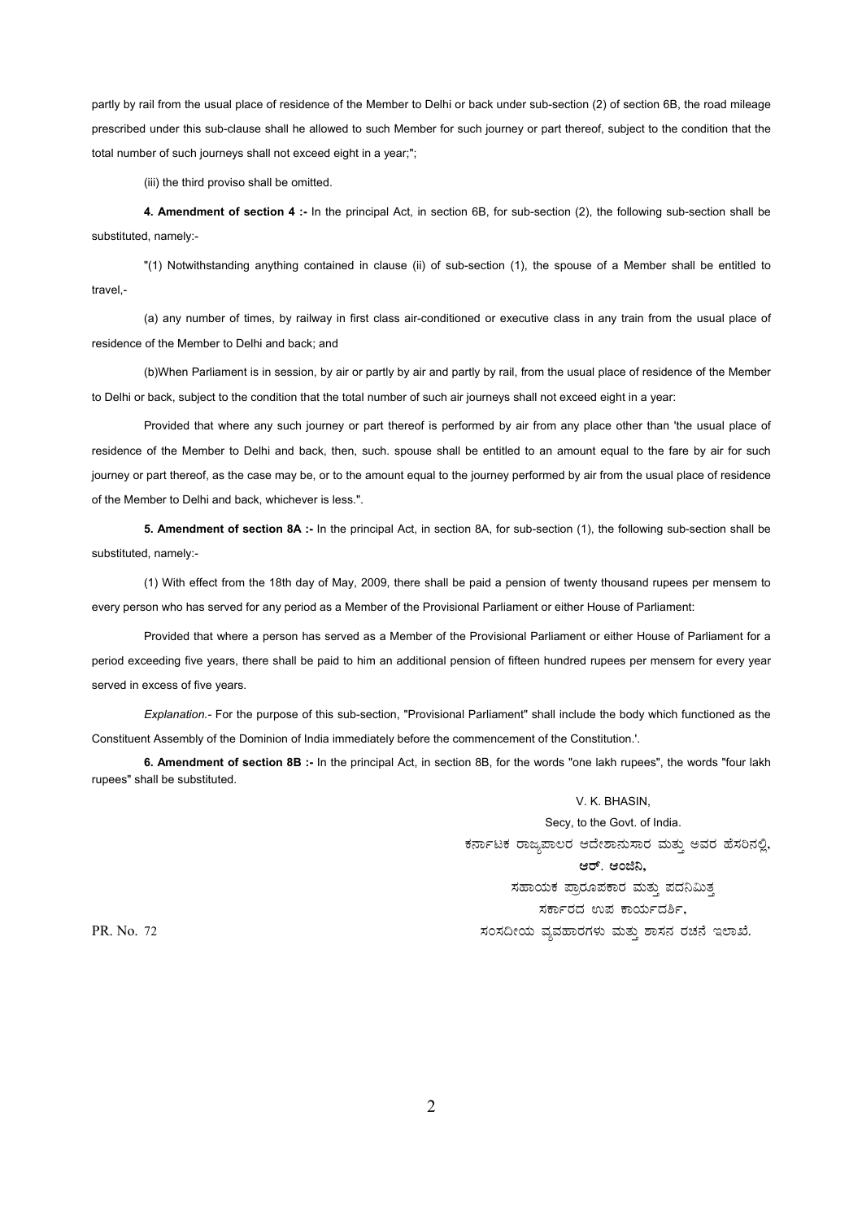partly by rail from the usual place of residence of the Member to Delhi or back under sub-section (2) of section 6B, the road mileage prescribed under this sub-clause shall he allowed to such Member for such journey or part thereof, subject to the condition that the total number of such journeys shall not exceed eight in a year;";

(iii) the third proviso shall be omitted.

**4. Amendment of section 4 :-** In the principal Act, in section 6B, for sub-section (2), the following sub-section shall be substituted, namely:-

"(1) Notwithstanding anything contained in clause (ii) of sub-section (1), the spouse of a Member shall be entitled to travel,-

(a) any number of times, by railway in first class air-conditioned or executive class in any train from the usual place of residence of the Member to Delhi and back; and

(b)When Parliament is in session, by air or partly by air and partly by rail, from the usual place of residence of the Member to Delhi or back, subject to the condition that the total number of such air journeys shall not exceed eight in a year:

Provided that where any such journey or part thereof is performed by air from any place other than 'the usual place of residence of the Member to Delhi and back, then, such. spouse shall be entitled to an amount equal to the fare by air for such journey or part thereof, as the case may be, or to the amount equal to the journey performed by air from the usual place of residence of the Member to Delhi and back, whichever is less.".

**5. Amendment of section 8A :-** In the principal Act, in section 8A, for sub-section (1), the following sub-section shall be substituted, namely:-

(1) With effect from the 18th day of May, 2009, there shall be paid a pension of twenty thousand rupees per mensem to every person who has served for any period as a Member of the Provisional Parliament or either House of Parliament:

Provided that where a person has served as a Member of the Provisional Parliament or either House of Parliament for a period exceeding five years, there shall be paid to him an additional pension of fifteen hundred rupees per mensem for every year served in excess of five years.

*Explanation.*- For the purpose of this sub-section, "Provisional Parliament" shall include the body which functioned as the Constituent Assembly of the Dominion of India immediately before the commencement of the Constitution.'.

**6. Amendment of section 8B :-** In the principal Act, in section 8B, for the words "one lakh rupees", the words "four lakh rupees" shall be substituted.

V. K. BHASIN,

Secy, to the Govt. of India.

ಕರ್ನಾಟಕ ರಾಜ್ಯಪಾಲರ ಆದೇಶಾನುಸಾರ ಮತ್ತು ಅವರ ಹೆಸರಿನಲ್ಲಿ,

**ಆರ್. ಆಂಜಿನಿ,**

ಸಹಾಯಕ ಪ್ರಾರೂಪಕಾರ ಮತ್ತು ಪದನಿಮಿತ್ತ

ಸರ್ಕಾರದ ಉಪ ಕಾರ್ಯದರ್ಶಿ,

PR. No. 72

ಸಂಸದೀಯ ವ್ಯವಹಾರಗಳು ಮತ್ತು ಶಾಸನ ರಚನೆ ಇಲಾಖೆ.